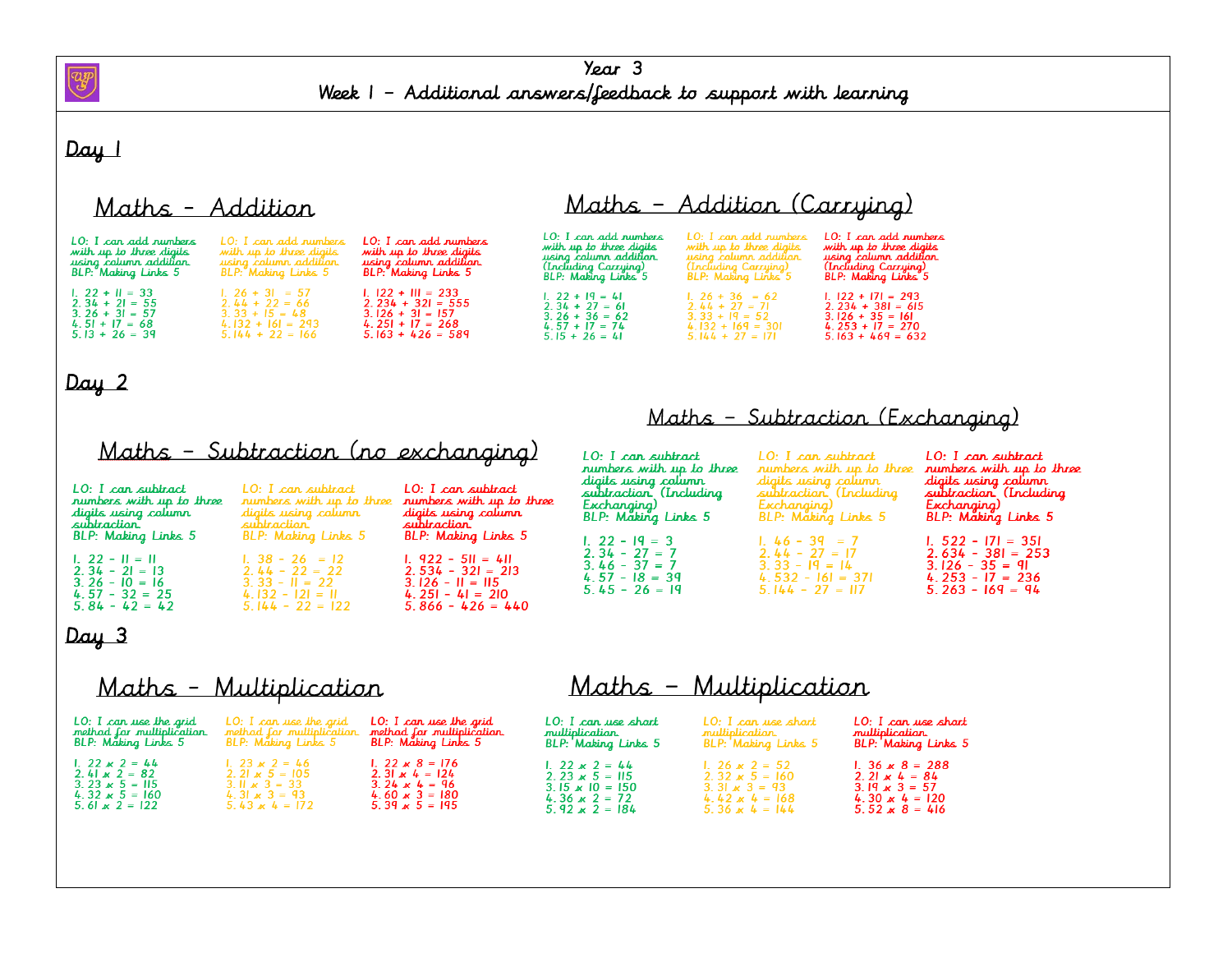# Year 3
## Week 1 – Additional answers/feedback to support with learning

## Day 1

### Maths – Addition

LO: I can add numbers with up to three digits using column addition
BLP: Making Links 5

1. 22 + 11 = 33
2. 34 + 21 = 55
3. 26 + 31 = 57
4. 51 + 17 = 68
5. 13 + 26 = 39

LO: I can add numbers with up to three digits using column addition
BLP: Making Links 5

1. 26 + 31 = 57
2. 44 + 22 = 66
3. 33 + 15 = 48
4. 132 + 161 = 293
5. 144 + 22 = 166

LO: I can add numbers with up to three digits using column addition
BLP: Making Links 5

1. 122 + 111 = 233
2. 234 + 321 = 555
3. 126 + 31 = 157
4. 251 + 17 = 268
5. 163 + 426 = 589

### Maths – Addition (Carrying)

LO: I can add numbers with up to three digits using column addition (Including Carrying)
BLP: Making Links 5

1. 22 + 19 = 41
2. 34 + 27 = 61
3. 26 + 36 = 62
4. 57 + 17 = 74
5. 15 + 26 = 41

LO: I can add numbers with up to three digits using column addition (Including Carrying)
BLP: Making Links 5

1. 26 + 36 = 62
2. 44 + 27 = 71
3. 33 + 19 = 52
4. 132 + 169 = 301
5. 144 + 27 = 171

LO: I can add numbers with up to three digits using column addition (Including Carrying)
BLP: Making Links 5

1. 122 + 171 = 293
2. 234 + 381 = 615
3. 126 + 35 = 161
4. 253 + 17 = 270
5. 163 + 469 = 632

## Day 2

### Maths – Subtraction (no exchanging)

LO: I can subtract numbers with up to three digits using column subtraction
BLP: Making Links 5

1. 22 – 11 = 11
2. 34 – 21 = 13
3. 26 – 10 = 16
4. 57 – 32 = 25
5. 84 – 42 = 42

LO: I can subtract numbers with up to three digits using column subtraction
BLP: Making Links 5

1. 38 – 26 = 12
2. 44 – 22 = 22
3. 33 – 11 = 22
4. 132 – 121 = 11
5. 144 – 22 = 122

LO: I can subtract numbers with up to three digits using column subtraction
BLP: Making Links 5

1. 922 – 511 = 411
2. 534 – 321 = 213
3. 126 – 11 = 115
4. 251 – 41 = 210
5. 866 – 426 = 440

### Maths – Subtraction (Exchanging)

LO: I can subtract numbers with up to three digits using column subtraction (Including Exchanging)
BLP: Making Links 5

1. 22 – 19 = 3
2. 34 – 27 = 7
3. 46 – 37 = 7
4. 57 – 18 = 39
5. 45 – 26 = 19

LO: I can subtract numbers with up to three digits using column subtraction (Including Exchanging)
BLP: Making Links 5

1. 46 – 39 = 7
2. 44 – 27 = 17
3. 33 – 19 = 14
4. 532 – 161 = 371
5. 144 – 27 = 117

LO: I can subtract numbers with up to three digits using column subtraction (Including Exchanging)
BLP: Making Links 5

1. 522 – 171 = 351
2. 634 – 381 = 253
3. 126 – 35 = 91
4. 253 – 17 = 236
5. 263 – 169 = 94

## Day 3

### Maths – Multiplication

LO: I can use the grid method for multiplication
BLP: Making Links 5

1. 22 x 2 = 44
2. 41 x 2 = 82
3. 23 x 5 = 115
4. 32 x 5 = 160
5. 61 x 2 = 122

LO: I can use the grid method for multiplication
BLP: Making Links 5

1. 23 x 2 = 46
2. 21 x 5 = 105
3. 11 x 3 = 33
4. 31 x 3 = 93
5. 43 x 4 = 172

LO: I can use the grid method for multiplication
BLP: Making Links 5

1. 22 x 8 = 176
2. 31 x 4 = 124
3. 24 x 4 = 96
4. 60 x 3 = 180
5. 39 x 5 = 195

### Maths – Multiplication

LO: I can use short multiplication
BLP: Making Links 5

1. 22 x 2 = 44
2. 23 x 5 = 115
3. 15 x 10 = 150
4. 36 x 2 = 72
5. 92 x 2 = 184

LO: I can use short multiplication
BLP: Making Links 5

1. 26 x 2 = 52
2. 32 x 5 = 160
3. 31 x 3 = 93
4. 42 x 4 = 168
5. 36 x 4 = 144

LO: I can use short multiplication
BLP: Making Links 5

1. 36 x 8 = 288
2. 21 x 4 = 84
3. 19 x 3 = 57
4. 30 x 4 = 120
5. 52 x 8 = 416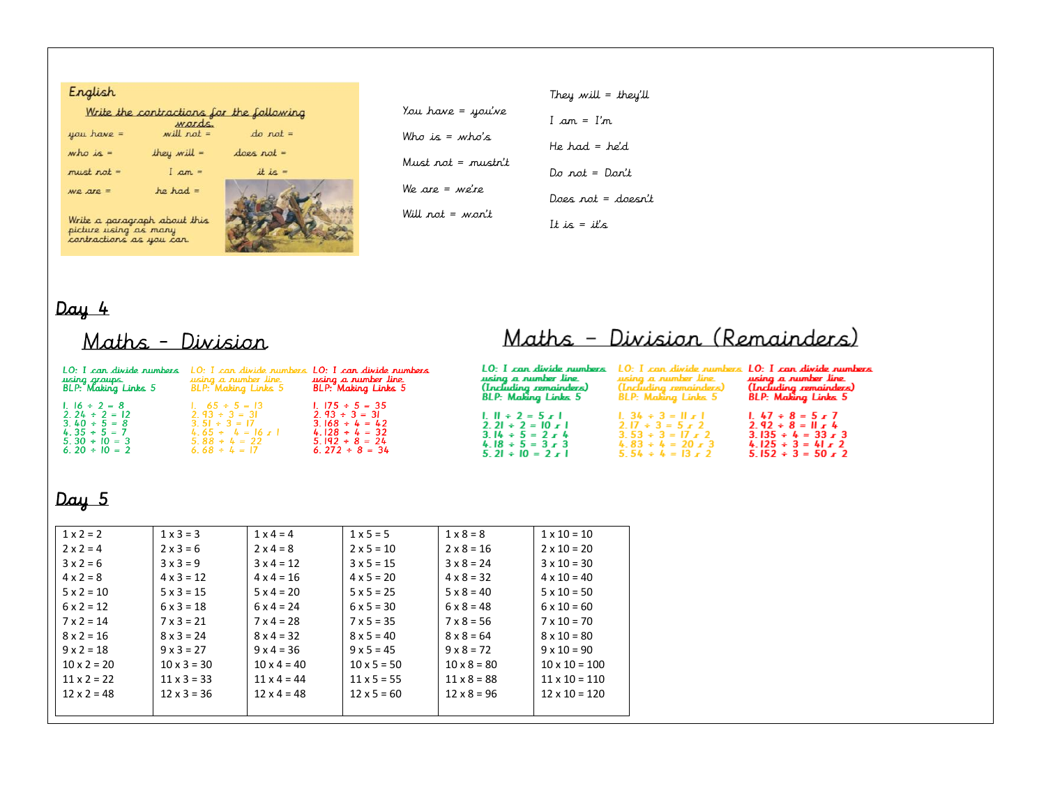**English**

Write the contractions for the following words.

| | | |
|---|---|---|
| you have = | will not = | do not = |
| who is = | they will = | does not = |
| must not = | I am = | it is = |
| we are = | he had = | |

Write a paragraph about this picture using as many contractions as you can.

You have = you've

Who is = who's

Must not = mustn't

We are = we're

Will not = won't

They will = they'll

I am = I'm

He had = he'd

Do not = Don't

Does not = doesn't

It is = it's

## Day 4

### Maths – Division

**LO: I can divide numbers using groups.**
BLP: Making Links 5

1. 16 ÷ 2 = 8
2. 24 ÷ 2 = 12
3. 40 ÷ 5 = 8
4. 35 ÷ 5 = 7
5. 30 ÷ 10 = 3
6. 20 ÷ 10 = 2

**LO: I can divide numbers using a number line.**
BLP: Making Links 5

1. 65 ÷ 5 = 13
2. 93 ÷ 3 = 31
3. 51 ÷ 3 = 17
4. 65 ÷ 4 = 16 r 1
5. 88 ÷ 4 = 22
6. 68 ÷ 4 = 17

**LO: I can divide numbers using a number line.**
BLP: Making Links 5

1. 175 ÷ 5 = 35
2. 93 ÷ 3 = 31
3. 168 ÷ 4 = 42
4. 128 ÷ 4 = 32
5. 192 ÷ 8 = 24
6. 272 ÷ 8 = 34

### Maths – Division (Remainders)

**LO: I can divide numbers using a number line. (Including remainders)**
BLP: Making Links 5

1. 11 ÷ 2 = 5 r 1
2. 21 ÷ 2 = 10 r 1
3. 14 ÷ 5 = 2 r 4
4. 18 ÷ 5 = 3 r 3
5. 21 ÷ 10 = 2 r 1

**LO: I can divide numbers using a number line. (Including remainders)**
BLP: Making Links 5

1. 34 ÷ 3 = 11 r 1
2. 17 ÷ 3 = 5 r 2
3. 53 ÷ 3 = 17 r 2
4. 83 ÷ 4 = 20 r 3
5. 54 ÷ 4 = 13 r 2

**LO: I can divide numbers using a number line. (Including remainders)**
BLP: Making Links 5

1. 47 ÷ 8 = 5 r 7
2. 92 ÷ 8 = 11 r 4
3. 135 ÷ 4 = 33 r 3
4. 125 ÷ 3 = 41 r 2
5. 152 ÷ 3 = 50 r 2

## Day 5

| | | | | | |
|---|---|---|---|---|---|
| 1 x 2 = 2 | 1 x 3 = 3 | 1 x 4 = 4 | 1 x 5 = 5 | 1 x 8 = 8 | 1 x 10 = 10 |
| 2 x 2 = 4 | 2 x 3 = 6 | 2 x 4 = 8 | 2 x 5 = 10 | 2 x 8 = 16 | 2 x 10 = 20 |
| 3 x 2 = 6 | 3 x 3 = 9 | 3 x 4 = 12 | 3 x 5 = 15 | 3 x 8 = 24 | 3 x 10 = 30 |
| 4 x 2 = 8 | 4 x 3 = 12 | 4 x 4 = 16 | 4 x 5 = 20 | 4 x 8 = 32 | 4 x 10 = 40 |
| 5 x 2 = 10 | 5 x 3 = 15 | 5 x 4 = 20 | 5 x 5 = 25 | 5 x 8 = 40 | 5 x 10 = 50 |
| 6 x 2 = 12 | 6 x 3 = 18 | 6 x 4 = 24 | 6 x 5 = 30 | 6 x 8 = 48 | 6 x 10 = 60 |
| 7 x 2 = 14 | 7 x 3 = 21 | 7 x 4 = 28 | 7 x 5 = 35 | 7 x 8 = 56 | 7 x 10 = 70 |
| 8 x 2 = 16 | 8 x 3 = 24 | 8 x 4 = 32 | 8 x 5 = 40 | 8 x 8 = 64 | 8 x 10 = 80 |
| 9 x 2 = 18 | 9 x 3 = 27 | 9 x 4 = 36 | 9 x 5 = 45 | 9 x 8 = 72 | 9 x 10 = 90 |
| 10 x 2 = 20 | 10 x 3 = 30 | 10 x 4 = 40 | 10 x 5 = 50 | 10 x 8 = 80 | 10 x 10 = 100 |
| 11 x 2 = 22 | 11 x 3 = 33 | 11 x 4 = 44 | 11 x 5 = 55 | 11 x 8 = 88 | 11 x 10 = 110 |
| 12 x 2 = 48 | 12 x 3 = 36 | 12 x 4 = 48 | 12 x 5 = 60 | 12 x 8 = 96 | 12 x 10 = 120 |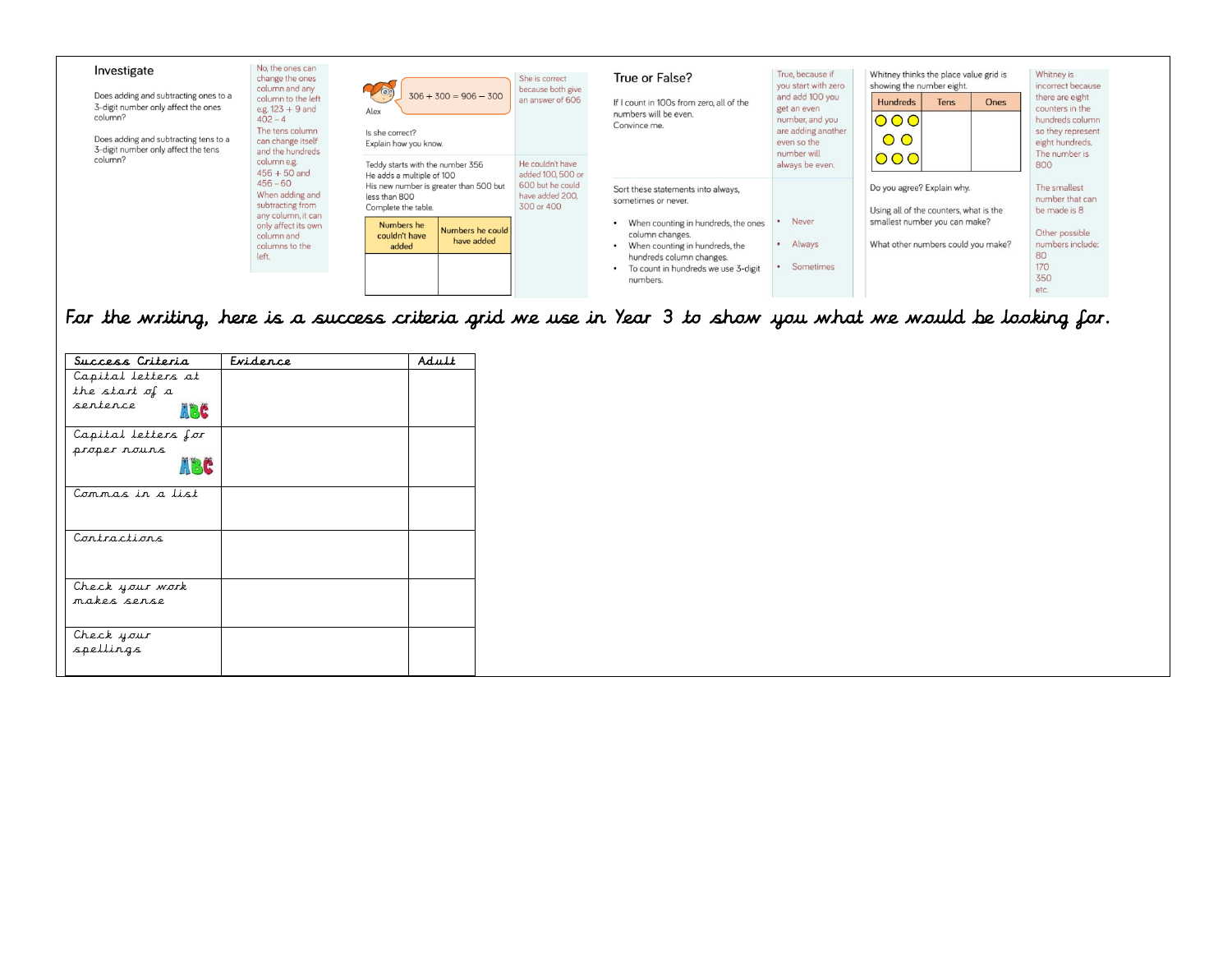## Investigate

Does adding and subtracting ones to a 3-digit number only affect the ones column?

Does adding and subtracting tens to a 3-digit number only affect the tens column?

No, the ones can change the ones column and any column to the left e.g. 123 + 9 and 402 – 4
The tens column can change itself and the hundreds column e.g. 456 + 50 and 456 – 60
When adding and subtracting from any column, it can only affect its own column and columns to the left.

Alex: 306 + 300 = 906 – 300

Is she correct?
Explain how you know.

She is correct because both give an answer of 606

Teddy starts with the number 356
He adds a multiple of 100
His new number is greater than 500 but less than 800
Complete the table.

| Numbers he couldn't have added | Numbers he could have added |
|---|---|
| | |

He couldn't have added 100, 500 or 600 but he could have added 200, 300 or 400

## True or False?

If I count in 100s from zero, all of the numbers will be even.
Convince me.

True, because if you start with zero and add 100 you get an even number, and you are adding another even so the number will always be even.

Sort these statements into always, sometimes or never.

- When counting in hundreds, the ones column changes.
- When counting in hundreds, the hundreds column changes.
- To count in hundreds we use 3-digit numbers.

- Never
- Always
- Sometimes

Whitney thinks the place value grid is showing the number eight.

| Hundreds | Tens | Ones |
|---|---|---|
| ○○○ ○○ ○○○ | | |

Do you agree? Explain why.

Using all of the counters, what is the smallest number you can make?

What other numbers could you make?

Whitney is incorrect because there are eight counters in the hundreds column so they represent eight hundreds. The number is 800

The smallest number that can be made is 8

Other possible numbers include:
80
170
350
etc.

For the writing, here is a success criteria grid we use in Year 3 to show you what we would be looking for.

| Success Criteria | Evidence | Adult |
|---|---|---|
| Capital letters at the start of a sentence | | |
| Capital letters for proper nouns | | |
| Commas in a list | | |
| Contractions | | |
| Check your work makes sense | | |
| Check your spellings | | |